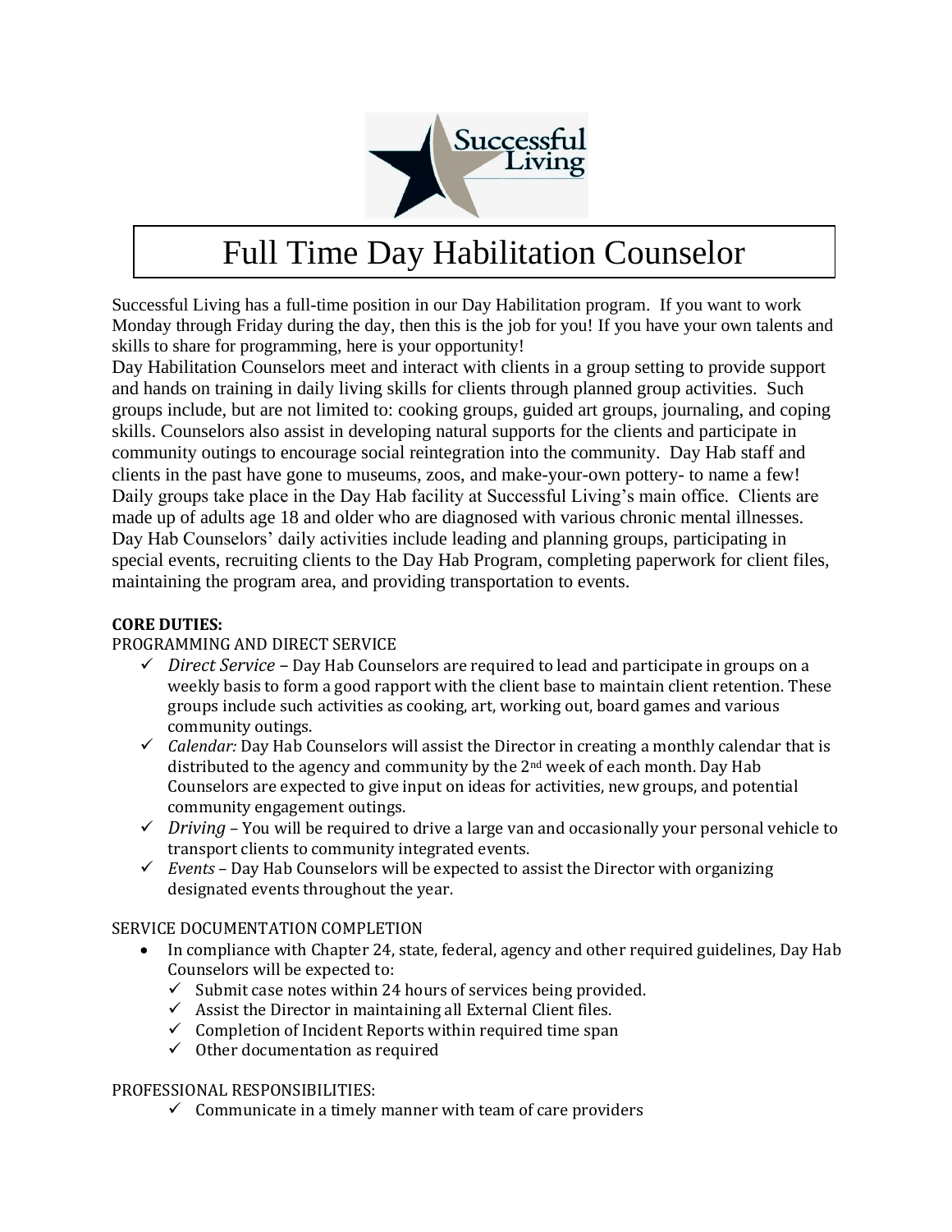# Full Time Day Habilitation Counselor

Successful Living has a full-time position in our Day Habilitation program. If you want to work Monday through Friday during the day, then this is the job for you! If you have your own talents and skills to share for programming, here is your opportunity!

Day Habilitation Counselors meet and interact with clients in a group setting to provide support and hands on training in daily living skills for clients through planned group activities. Such groups include, but are not limited to: cooking groups, guided art groups, journaling, and coping skills. Counselors also assist in developing natural supports for the clients and participate in community outings to encourage social reintegration into the community. Day Hab staff and clients in the past have gone to museums, zoos, and make-your-own pottery- to name a few! Daily groups take place in the Day Hab facility at Successful Living's main office. Clients are made up of adults age 18 and older who are diagnosed with various chronic mental illnesses. Day Hab Counselors' daily activities include leading and planning groups, participating in special events, recruiting clients to the Day Hab Program, completing paperwork for client files, maintaining the program area, and providing transportation to events.

**CORE DUTIES:**

PROGRAMMING AND DIRECT SERVICE

- ✓ *Direct Service* – Day Hab Counselors are required to lead and participate in groups on a weekly basis to form a good rapport with the client base to maintain client retention. These groups include such activities as cooking, art, working out, board games and various community outings.
- ✓ *Calendar:* Day Hab Counselors will assist the Director in creating a monthly calendar that is distributed to the agency and community by the 2nd week of each month. Day Hab Counselors are expected to give input on ideas for activities, new groups, and potential community engagement outings.
- ✓ *Driving* – You will be required to drive a large van and occasionally your personal vehicle to transport clients to community integrated events.
- ✓ *Events* – Day Hab Counselors will be expected to assist the Director with organizing designated events throughout the year.

SERVICE DOCUMENTATION COMPLETION

- In compliance with Chapter 24, state, federal, agency and other required guidelines, Day Hab Counselors will be expected to:
  - ✓ Submit case notes within 24 hours of services being provided.
  - ✓ Assist the Director in maintaining all External Client files.
  - ✓ Completion of Incident Reports within required time span
  - ✓ Other documentation as required

PROFESSIONAL RESPONSIBILITIES:

- ✓ Communicate in a timely manner with team of care providers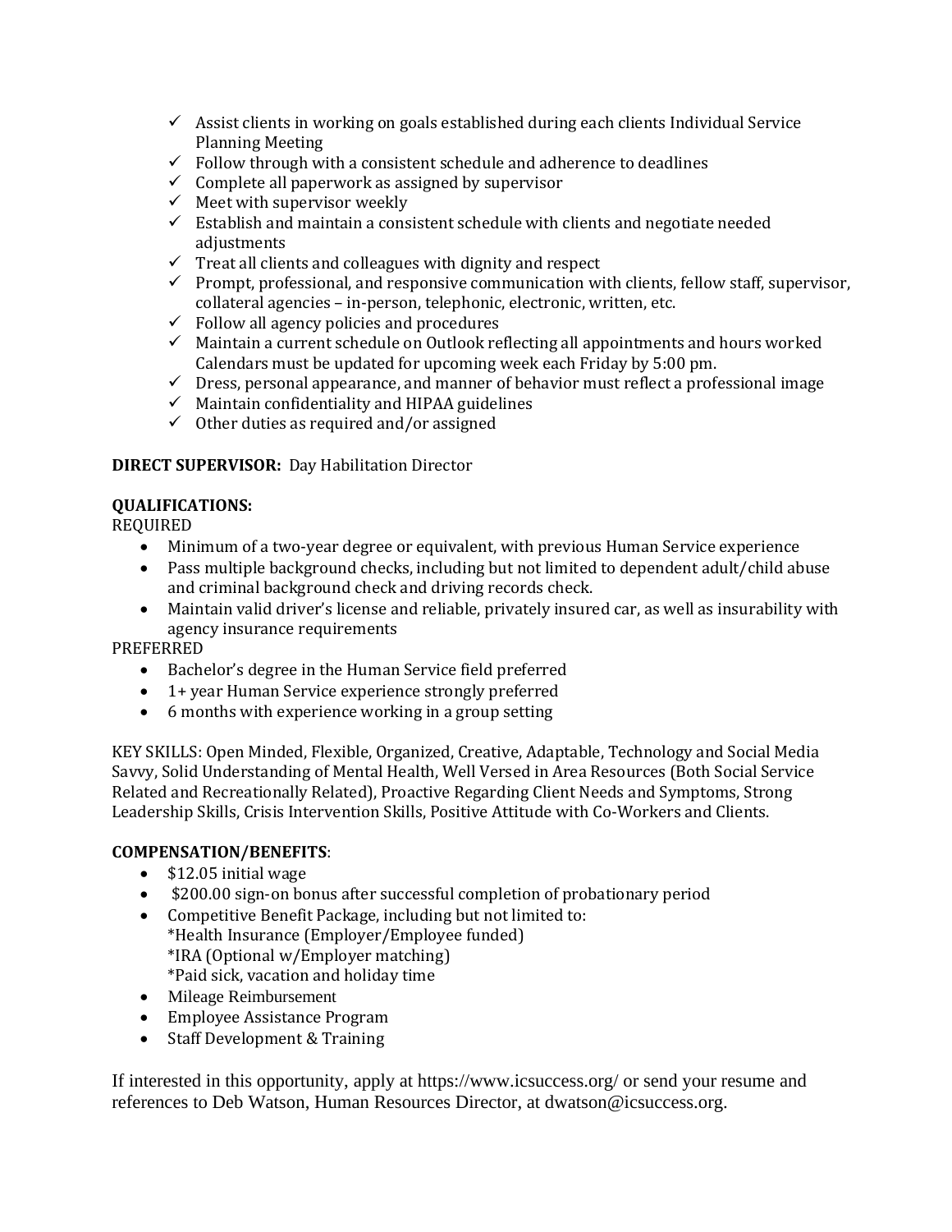- ✓ Assist clients in working on goals established during each clients Individual Service Planning Meeting
- ✓ Follow through with a consistent schedule and adherence to deadlines
- ✓ Complete all paperwork as assigned by supervisor
- ✓ Meet with supervisor weekly
- ✓ Establish and maintain a consistent schedule with clients and negotiate needed adjustments
- ✓ Treat all clients and colleagues with dignity and respect
- ✓ Prompt, professional, and responsive communication with clients, fellow staff, supervisor, collateral agencies – in-person, telephonic, electronic, written, etc.
- ✓ Follow all agency policies and procedures
- ✓ Maintain a current schedule on Outlook reflecting all appointments and hours worked Calendars must be updated for upcoming week each Friday by 5:00 pm.
- ✓ Dress, personal appearance, and manner of behavior must reflect a professional image
- ✓ Maintain confidentiality and HIPAA guidelines
- ✓ Other duties as required and/or assigned

**DIRECT SUPERVISOR:** Day Habilitation Director

**QUALIFICATIONS:**

REQUIRED

- Minimum of a two-year degree or equivalent, with previous Human Service experience
- Pass multiple background checks, including but not limited to dependent adult/child abuse and criminal background check and driving records check.
- Maintain valid driver's license and reliable, privately insured car, as well as insurability with agency insurance requirements

PREFERRED

- Bachelor's degree in the Human Service field preferred
- 1+ year Human Service experience strongly preferred
- 6 months with experience working in a group setting

KEY SKILLS: Open Minded, Flexible, Organized, Creative, Adaptable, Technology and Social Media Savvy, Solid Understanding of Mental Health, Well Versed in Area Resources (Both Social Service Related and Recreationally Related), Proactive Regarding Client Needs and Symptoms, Strong Leadership Skills, Crisis Intervention Skills, Positive Attitude with Co-Workers and Clients.

**COMPENSATION/BENEFITS**:

- $12.05 initial wage
- $200.00 sign-on bonus after successful completion of probationary period
- Competitive Benefit Package, including but not limited to:
  *Health Insurance (Employer/Employee funded)
  *IRA (Optional w/Employer matching)
  *Paid sick, vacation and holiday time
- Mileage Reimbursement
- Employee Assistance Program
- Staff Development & Training

If interested in this opportunity, apply at https://www.icsuccess.org/ or send your resume and references to Deb Watson, Human Resources Director, at dwatson@icsuccess.org.